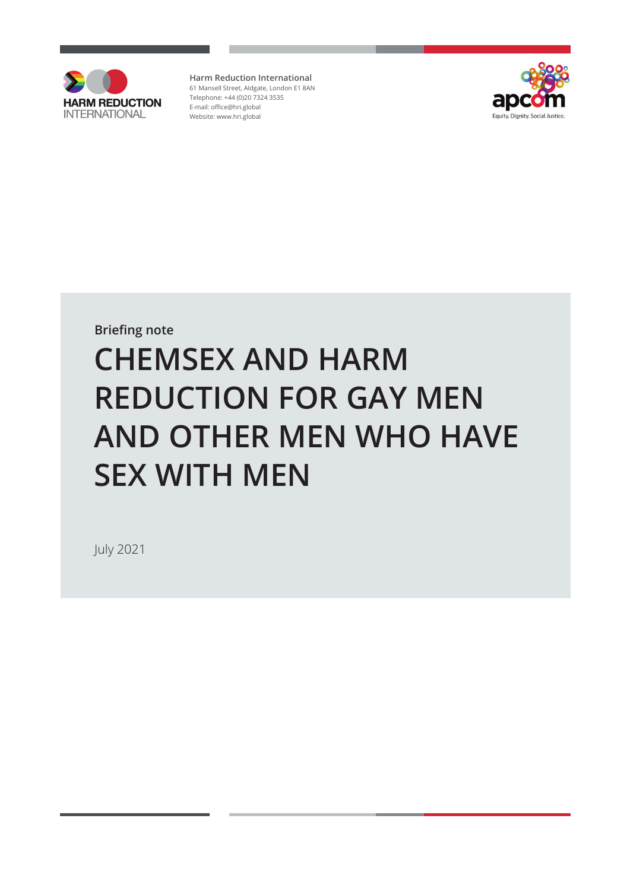HARM REDUCTION INTERNATIONAL

**Harm Reduction International**
61 Mansell Street, Aldgate, London E1 8AN
Telephone: +44 (0)20 7324 3535
E-mail: office@hri.global
Website: www.hri.global

apcom
Equity. Dignity. Social Justice.

**Briefing note**

# CHEMSEX AND HARM REDUCTION FOR GAY MEN AND OTHER MEN WHO HAVE SEX WITH MEN

July 2021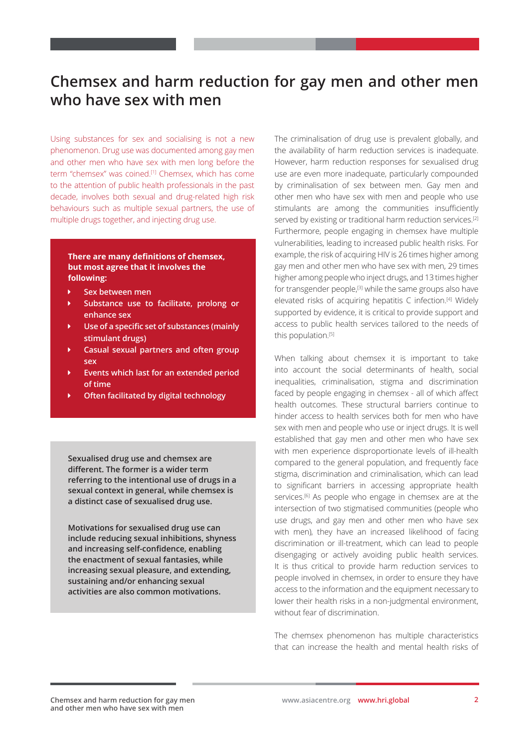# Chemsex and harm reduction for gay men and other men who have sex with men

Using substances for sex and socialising is not a new phenomenon. Drug use was documented among gay men and other men who have sex with men long before the term "chemsex" was coined.[1] Chemsex, which has come to the attention of public health professionals in the past decade, involves both sexual and drug-related high risk behaviours such as multiple sexual partners, the use of multiple drugs together, and injecting drug use.

**There are many definitions of chemsex, but most agree that it involves the following:**

- **Sex between men**
- **Substance use to facilitate, prolong or enhance sex**
- **Use of a specific set of substances (mainly stimulant drugs)**
- **Casual sexual partners and often group sex**
- **Events which last for an extended period of time**
- **Often facilitated by digital technology**

**Sexualised drug use and chemsex are different. The former is a wider term referring to the intentional use of drugs in a sexual context in general, while chemsex is a distinct case of sexualised drug use.**

**Motivations for sexualised drug use can include reducing sexual inhibitions, shyness and increasing self-confidence, enabling the enactment of sexual fantasies, while increasing sexual pleasure, and extending, sustaining and/or enhancing sexual activities are also common motivations.**

The criminalisation of drug use is prevalent globally, and the availability of harm reduction services is inadequate. However, harm reduction responses for sexualised drug use are even more inadequate, particularly compounded by criminalisation of sex between men. Gay men and other men who have sex with men and people who use stimulants are among the communities insufficiently served by existing or traditional harm reduction services.[2] Furthermore, people engaging in chemsex have multiple vulnerabilities, leading to increased public health risks. For example, the risk of acquiring HIV is 26 times higher among gay men and other men who have sex with men, 29 times higher among people who inject drugs, and 13 times higher for transgender people,[3] while the same groups also have elevated risks of acquiring hepatitis C infection.[4] Widely supported by evidence, it is critical to provide support and access to public health services tailored to the needs of this population.[5]

When talking about chemsex it is important to take into account the social determinants of health, social inequalities, criminalisation, stigma and discrimination faced by people engaging in chemsex - all of which affect health outcomes. These structural barriers continue to hinder access to health services both for men who have sex with men and people who use or inject drugs. It is well established that gay men and other men who have sex with men experience disproportionate levels of ill-health compared to the general population, and frequently face stigma, discrimination and criminalisation, which can lead to significant barriers in accessing appropriate health services.[6] As people who engage in chemsex are at the intersection of two stigmatised communities (people who use drugs, and gay men and other men who have sex with men), they have an increased likelihood of facing discrimination or ill-treatment, which can lead to people disengaging or actively avoiding public health services. It is thus critical to provide harm reduction services to people involved in chemsex, in order to ensure they have access to the information and the equipment necessary to lower their health risks in a non-judgmental environment, without fear of discrimination.

The chemsex phenomenon has multiple characteristics that can increase the health and mental health risks of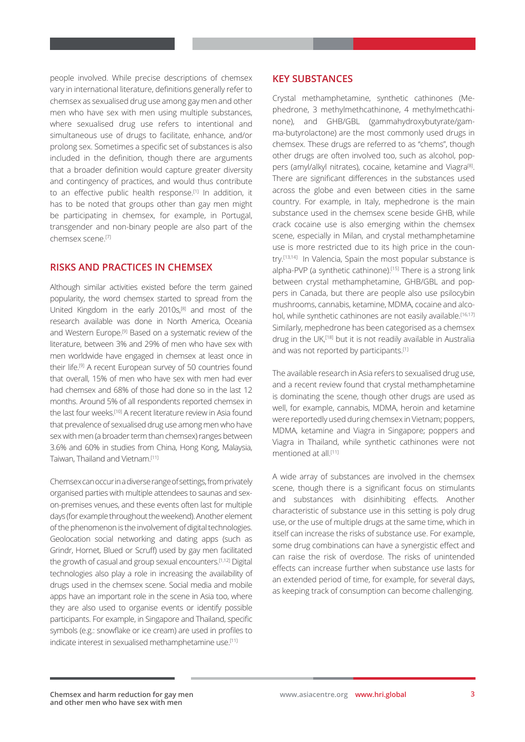people involved. While precise descriptions of chemsex vary in international literature, definitions generally refer to chemsex as sexualised drug use among gay men and other men who have sex with men using multiple substances, where sexualised drug use refers to intentional and simultaneous use of drugs to facilitate, enhance, and/or prolong sex. Sometimes a specific set of substances is also included in the definition, though there are arguments that a broader definition would capture greater diversity and contingency of practices, and would thus contribute to an effective public health response.[1] In addition, it has to be noted that groups other than gay men might be participating in chemsex, for example, in Portugal, transgender and non-binary people are also part of the chemsex scene.[7]

## RISKS AND PRACTICES IN CHEMSEX

Although similar activities existed before the term gained popularity, the word chemsex started to spread from the United Kingdom in the early 2010s,[8] and most of the research available was done in North America, Oceania and Western Europe.[9] Based on a systematic review of the literature, between 3% and 29% of men who have sex with men worldwide have engaged in chemsex at least once in their life.[9] A recent European survey of 50 countries found that overall, 15% of men who have sex with men had ever had chemsex and 68% of those had done so in the last 12 months. Around 5% of all respondents reported chemsex in the last four weeks.[10] A recent literature review in Asia found that prevalence of sexualised drug use among men who have sex with men (a broader term than chemsex) ranges between 3.6% and 60% in studies from China, Hong Kong, Malaysia, Taiwan, Thailand and Vietnam.[11]

Chemsex can occur in a diverse range of settings, from privately organised parties with multiple attendees to saunas and sex-on-premises venues, and these events often last for multiple days (for example throughout the weekend). Another element of the phenomenon is the involvement of digital technologies. Geolocation social networking and dating apps (such as Grindr, Hornet, Blued or Scruff) used by gay men facilitated the growth of casual and group sexual encounters.[1,12] Digital technologies also play a role in increasing the availability of drugs used in the chemsex scene. Social media and mobile apps have an important role in the scene in Asia too, where they are also used to organise events or identify possible participants. For example, in Singapore and Thailand, specific symbols (e.g.: snowflake or ice cream) are used in profiles to indicate interest in sexualised methamphetamine use.[11]

## KEY SUBSTANCES

Crystal methamphetamine, synthetic cathinones (Mephedrone, 3 methylmethcathinone, 4 methylmethcathinone), and GHB/GBL (gammahydroxybutyrate/gamma-butyrolactone) are the most commonly used drugs in chemsex. These drugs are referred to as "chems", though other drugs are often involved too, such as alcohol, poppers (amyl/alkyl nitrates), cocaine, ketamine and Viagra[8]. There are significant differences in the substances used across the globe and even between cities in the same country. For example, in Italy, mephedrone is the main substance used in the chemsex scene beside GHB, while crack cocaine use is also emerging within the chemsex scene, especially in Milan, and crystal methamphetamine use is more restricted due to its high price in the country.[13,14] In Valencia, Spain the most popular substance is alpha-PVP (a synthetic cathinone).[15] There is a strong link between crystal methamphetamine, GHB/GBL and poppers in Canada, but there are people also use psilocybin mushrooms, cannabis, ketamine, MDMA, cocaine and alcohol, while synthetic cathinones are not easily available.[16,17] Similarly, mephedrone has been categorised as a chemsex drug in the UK,[18] but it is not readily available in Australia and was not reported by participants.[1]

The available research in Asia refers to sexualised drug use, and a recent review found that crystal methamphetamine is dominating the scene, though other drugs are used as well, for example, cannabis, MDMA, heroin and ketamine were reportedly used during chemsex in Vietnam; poppers, MDMA, ketamine and Viagra in Singapore; poppers and Viagra in Thailand, while synthetic cathinones were not mentioned at all.[11]

A wide array of substances are involved in the chemsex scene, though there is a significant focus on stimulants and substances with disinhibiting effects. Another characteristic of substance use in this setting is poly drug use, or the use of multiple drugs at the same time, which in itself can increase the risks of substance use. For example, some drug combinations can have a synergistic effect and can raise the risk of overdose. The risks of unintended effects can increase further when substance use lasts for an extended period of time, for example, for several days, as keeping track of consumption can become challenging.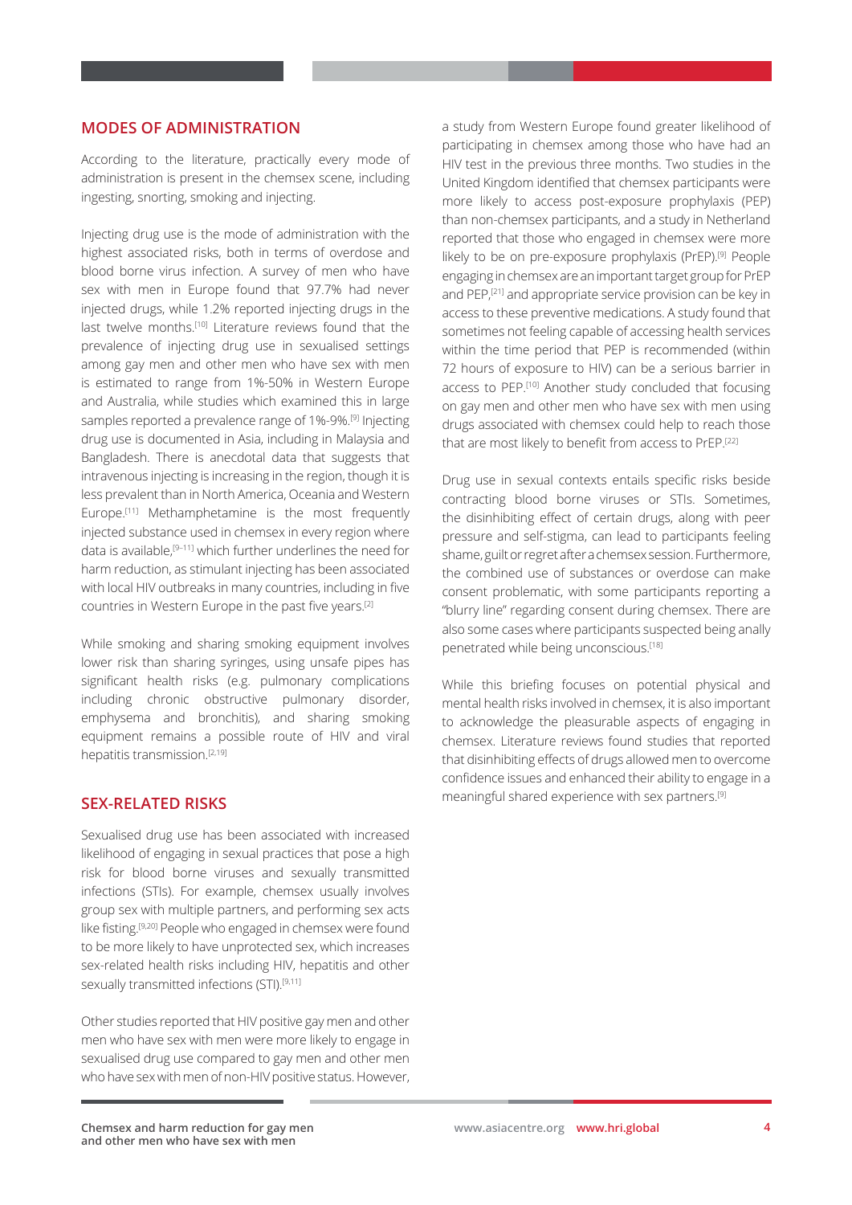## MODES OF ADMINISTRATION

According to the literature, practically every mode of administration is present in the chemsex scene, including ingesting, snorting, smoking and injecting.

Injecting drug use is the mode of administration with the highest associated risks, both in terms of overdose and blood borne virus infection. A survey of men who have sex with men in Europe found that 97.7% had never injected drugs, while 1.2% reported injecting drugs in the last twelve months.[10] Literature reviews found that the prevalence of injecting drug use in sexualised settings among gay men and other men who have sex with men is estimated to range from 1%-50% in Western Europe and Australia, while studies which examined this in large samples reported a prevalence range of 1%-9%.[9] Injecting drug use is documented in Asia, including in Malaysia and Bangladesh. There is anecdotal data that suggests that intravenous injecting is increasing in the region, though it is less prevalent than in North America, Oceania and Western Europe.[11] Methamphetamine is the most frequently injected substance used in chemsex in every region where data is available,[9–11] which further underlines the need for harm reduction, as stimulant injecting has been associated with local HIV outbreaks in many countries, including in five countries in Western Europe in the past five years.[2]

While smoking and sharing smoking equipment involves lower risk than sharing syringes, using unsafe pipes has significant health risks (e.g. pulmonary complications including chronic obstructive pulmonary disorder, emphysema and bronchitis), and sharing smoking equipment remains a possible route of HIV and viral hepatitis transmission.[2,19]

## SEX-RELATED RISKS

Sexualised drug use has been associated with increased likelihood of engaging in sexual practices that pose a high risk for blood borne viruses and sexually transmitted infections (STIs). For example, chemsex usually involves group sex with multiple partners, and performing sex acts like fisting.[9,20] People who engaged in chemsex were found to be more likely to have unprotected sex, which increases sex-related health risks including HIV, hepatitis and other sexually transmitted infections (STI).[9,11]

Other studies reported that HIV positive gay men and other men who have sex with men were more likely to engage in sexualised drug use compared to gay men and other men who have sex with men of non-HIV positive status. However, a study from Western Europe found greater likelihood of participating in chemsex among those who have had an HIV test in the previous three months. Two studies in the United Kingdom identified that chemsex participants were more likely to access post-exposure prophylaxis (PEP) than non-chemsex participants, and a study in Netherland reported that those who engaged in chemsex were more likely to be on pre-exposure prophylaxis (PrEP).[9] People engaging in chemsex are an important target group for PrEP and PEP,[21] and appropriate service provision can be key in access to these preventive medications. A study found that sometimes not feeling capable of accessing health services within the time period that PEP is recommended (within 72 hours of exposure to HIV) can be a serious barrier in access to PEP.[10] Another study concluded that focusing on gay men and other men who have sex with men using drugs associated with chemsex could help to reach those that are most likely to benefit from access to PrEP.[22]

Drug use in sexual contexts entails specific risks beside contracting blood borne viruses or STIs. Sometimes, the disinhibiting effect of certain drugs, along with peer pressure and self-stigma, can lead to participants feeling shame, guilt or regret after a chemsex session. Furthermore, the combined use of substances or overdose can make consent problematic, with some participants reporting a "blurry line" regarding consent during chemsex. There are also some cases where participants suspected being anally penetrated while being unconscious.[18]

While this briefing focuses on potential physical and mental health risks involved in chemsex, it is also important to acknowledge the pleasurable aspects of engaging in chemsex. Literature reviews found studies that reported that disinhibiting effects of drugs allowed men to overcome confidence issues and enhanced their ability to engage in a meaningful shared experience with sex partners.[9]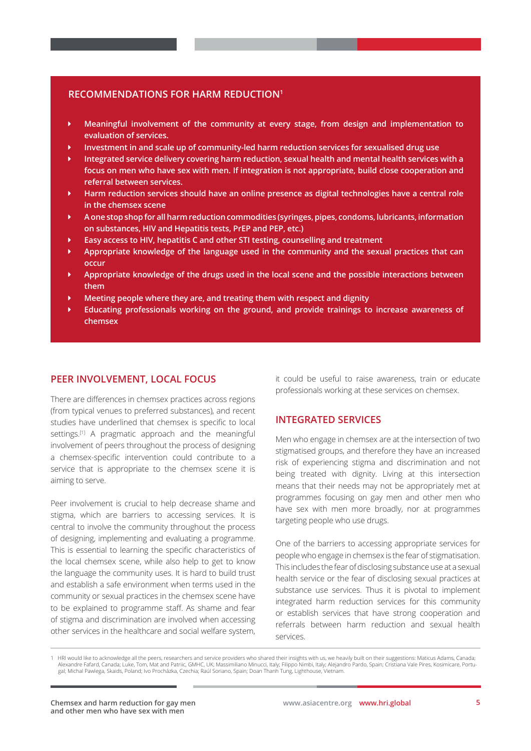## RECOMMENDATIONS FOR HARM REDUCTION[1]

- **Meaningful involvement of the community at every stage, from design and implementation to evaluation of services.**
- **Investment in and scale up of community-led harm reduction services for sexualised drug use**
- **Integrated service delivery covering harm reduction, sexual health and mental health services with a focus on men who have sex with men. If integration is not appropriate, build close cooperation and referral between services.**
- **Harm reduction services should have an online presence as digital technologies have a central role in the chemsex scene**
- **A one stop shop for all harm reduction commodities (syringes, pipes, condoms, lubricants, information on substances, HIV and Hepatitis tests, PrEP and PEP, etc.)**
- **Easy access to HIV, hepatitis C and other STI testing, counselling and treatment**
- **Appropriate knowledge of the language used in the community and the sexual practices that can occur**
- **Appropriate knowledge of the drugs used in the local scene and the possible interactions between them**
- **Meeting people where they are, and treating them with respect and dignity**
- **Educating professionals working on the ground, and provide trainings to increase awareness of chemsex**

## PEER INVOLVEMENT, LOCAL FOCUS

There are differences in chemsex practices across regions (from typical venues to preferred substances), and recent studies have underlined that chemsex is specific to local settings.[1] A pragmatic approach and the meaningful involvement of peers throughout the process of designing a chemsex-specific intervention could contribute to a service that is appropriate to the chemsex scene it is aiming to serve.

Peer involvement is crucial to help decrease shame and stigma, which are barriers to accessing services. It is central to involve the community throughout the process of designing, implementing and evaluating a programme. This is essential to learning the specific characteristics of the local chemsex scene, while also help to get to know the language the community uses. It is hard to build trust and establish a safe environment when terms used in the community or sexual practices in the chemsex scene have to be explained to programme staff. As shame and fear of stigma and discrimination are involved when accessing other services in the healthcare and social welfare system, it could be useful to raise awareness, train or educate professionals working at these services on chemsex.

## INTEGRATED SERVICES

Men who engage in chemsex are at the intersection of two stigmatised groups, and therefore they have an increased risk of experiencing stigma and discrimination and not being treated with dignity. Living at this intersection means that their needs may not be appropriately met at programmes focusing on gay men and other men who have sex with men more broadly, nor at programmes targeting people who use drugs.

One of the barriers to accessing appropriate services for people who engage in chemsex is the fear of stigmatisation. This includes the fear of disclosing substance use at a sexual health service or the fear of disclosing sexual practices at substance use services. Thus it is pivotal to implement integrated harm reduction services for this community or establish services that have strong cooperation and referrals between harm reduction and sexual health services.

---

1 HRI would like to acknowledge all the peers, researchers and service providers who shared their insights with us, we heavily built on their suggestions: Maticus Adams, Canada; Alexandre Fafard, Canada; Luke, Tom, Mat and Patric, GMHC, UK; Massimiliano Minucci, Italy; Filippo Nimbi, Italy; Alejandro Pardo, Spain; Cristiana Vale Pires, Kosimicare, Portugal; Michal Pawlega, Skaids, Poland; Ivo Procházka, Czechia; Raúl Soriano, Spain; Doan Thanh Tung, Lighthouse, Vietnam.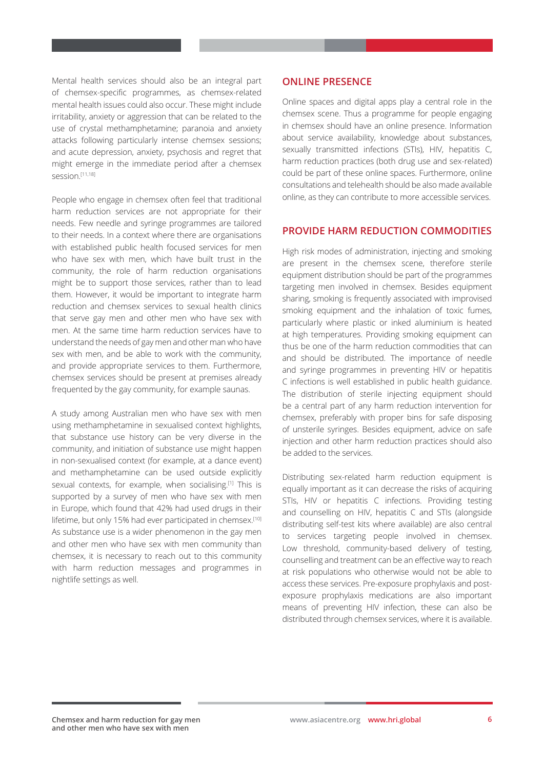Mental health services should also be an integral part of chemsex-specific programmes, as chemsex-related mental health issues could also occur. These might include irritability, anxiety or aggression that can be related to the use of crystal methamphetamine; paranoia and anxiety attacks following particularly intense chemsex sessions; and acute depression, anxiety, psychosis and regret that might emerge in the immediate period after a chemsex session.[11,18]

People who engage in chemsex often feel that traditional harm reduction services are not appropriate for their needs. Few needle and syringe programmes are tailored to their needs. In a context where there are organisations with established public health focused services for men who have sex with men, which have built trust in the community, the role of harm reduction organisations might be to support those services, rather than to lead them. However, it would be important to integrate harm reduction and chemsex services to sexual health clinics that serve gay men and other men who have sex with men. At the same time harm reduction services have to understand the needs of gay men and other man who have sex with men, and be able to work with the community, and provide appropriate services to them. Furthermore, chemsex services should be present at premises already frequented by the gay community, for example saunas.

A study among Australian men who have sex with men using methamphetamine in sexualised context highlights, that substance use history can be very diverse in the community, and initiation of substance use might happen in non-sexualised context (for example, at a dance event) and methamphetamine can be used outside explicitly sexual contexts, for example, when socialising.[1] This is supported by a survey of men who have sex with men in Europe, which found that 42% had used drugs in their lifetime, but only 15% had ever participated in chemsex.[10] As substance use is a wider phenomenon in the gay men and other men who have sex with men community than chemsex, it is necessary to reach out to this community with harm reduction messages and programmes in nightlife settings as well.

## ONLINE PRESENCE

Online spaces and digital apps play a central role in the chemsex scene. Thus a programme for people engaging in chemsex should have an online presence. Information about service availability, knowledge about substances, sexually transmitted infections (STIs), HIV, hepatitis C, harm reduction practices (both drug use and sex-related) could be part of these online spaces. Furthermore, online consultations and telehealth should be also made available online, as they can contribute to more accessible services.

## PROVIDE HARM REDUCTION COMMODITIES

High risk modes of administration, injecting and smoking are present in the chemsex scene, therefore sterile equipment distribution should be part of the programmes targeting men involved in chemsex. Besides equipment sharing, smoking is frequently associated with improvised smoking equipment and the inhalation of toxic fumes, particularly where plastic or inked aluminium is heated at high temperatures. Providing smoking equipment can thus be one of the harm reduction commodities that can and should be distributed. The importance of needle and syringe programmes in preventing HIV or hepatitis C infections is well established in public health guidance. The distribution of sterile injecting equipment should be a central part of any harm reduction intervention for chemsex, preferably with proper bins for safe disposing of unsterile syringes. Besides equipment, advice on safe injection and other harm reduction practices should also be added to the services.

Distributing sex-related harm reduction equipment is equally important as it can decrease the risks of acquiring STIs, HIV or hepatitis C infections. Providing testing and counselling on HIV, hepatitis C and STIs (alongside distributing self-test kits where available) are also central to services targeting people involved in chemsex. Low threshold, community-based delivery of testing, counselling and treatment can be an effective way to reach at risk populations who otherwise would not be able to access these services. Pre-exposure prophylaxis and post-exposure prophylaxis medications are also important means of preventing HIV infection, these can also be distributed through chemsex services, where it is available.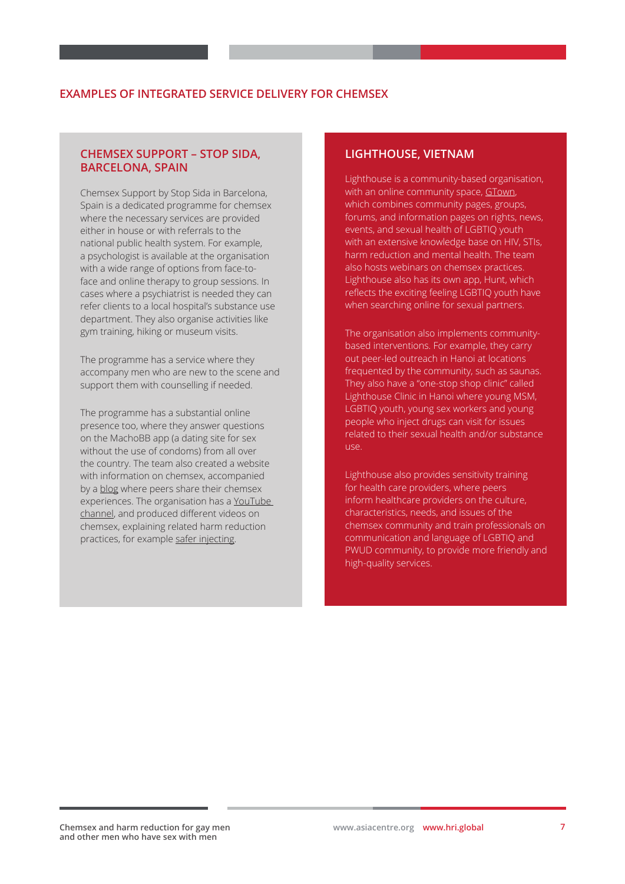## EXAMPLES OF INTEGRATED SERVICE DELIVERY FOR CHEMSEX

### CHEMSEX SUPPORT – STOP SIDA, BARCELONA, SPAIN

Chemsex Support by Stop Sida in Barcelona, Spain is a dedicated programme for chemsex where the necessary services are provided either in house or with referrals to the national public health system. For example, a psychologist is available at the organisation with a wide range of options from face-to-face and online therapy to group sessions. In cases where a psychiatrist is needed they can refer clients to a local hospital's substance use department. They also organise activities like gym training, hiking or museum visits.

The programme has a service where they accompany men who are new to the scene and support them with counselling if needed.

The programme has a substantial online presence too, where they answer questions on the MachoBB app (a dating site for sex without the use of condoms) from all over the country. The team also created a website with information on chemsex, accompanied by a blog where peers share their chemsex experiences. The organisation has a YouTube channel, and produced different videos on chemsex, explaining related harm reduction practices, for example safer injecting.

### LIGHTHOUSE, VIETNAM

Lighthouse is a community-based organisation, with an online community space, GTown, which combines community pages, groups, forums, and information pages on rights, news, events, and sexual health of LGBTIQ youth with an extensive knowledge base on HIV, STIs, harm reduction and mental health. The team also hosts webinars on chemsex practices. Lighthouse also has its own app, Hunt, which reflects the exciting feeling LGBTIQ youth have when searching online for sexual partners.

The organisation also implements community-based interventions. For example, they carry out peer-led outreach in Hanoi at locations frequented by the community, such as saunas. They also have a "one-stop shop clinic" called Lighthouse Clinic in Hanoi where young MSM, LGBTIQ youth, young sex workers and young people who inject drugs can visit for issues related to their sexual health and/or substance use.

Lighthouse also provides sensitivity training for health care providers, where peers inform healthcare providers on the culture, characteristics, needs, and issues of the chemsex community and train professionals on communication and language of LGBTIQ and PWUD community, to provide more friendly and high-quality services.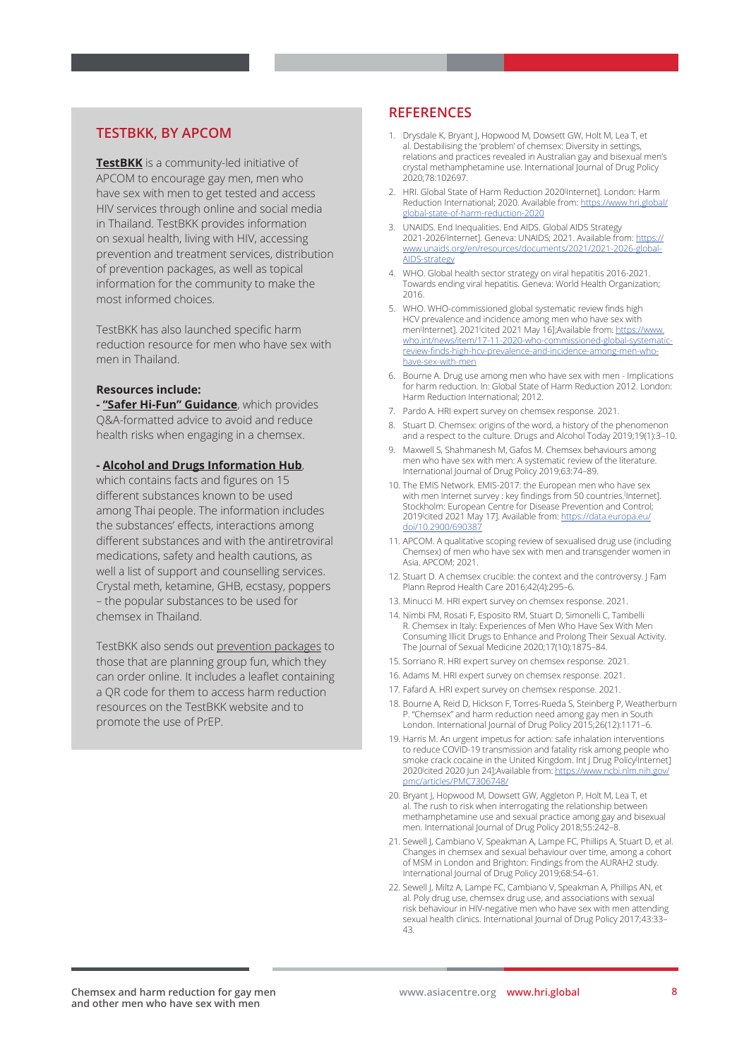## TESTBKK, BY APCOM

**TestBKK** is a community-led initiative of APCOM to encourage gay men, men who have sex with men to get tested and access HIV services through online and social media in Thailand. TestBKK provides information on sexual health, living with HIV, accessing prevention and treatment services, distribution of prevention packages, as well as topical information for the community to make the most informed choices.

TestBKK has also launched specific harm reduction resource for men who have sex with men in Thailand.

**Resources include:**

**- "Safer Hi-Fun" Guidance**, which provides Q&A-formatted advice to avoid and reduce health risks when engaging in a chemsex.

**- Alcohol and Drugs Information Hub**, which contains facts and figures on 15 different substances known to be used among Thai people. The information includes the substances' effects, interactions among different substances and with the antiretroviral medications, safety and health cautions, as well a list of support and counselling services. Crystal meth, ketamine, GHB, ecstasy, poppers – the popular substances to be used for chemsex in Thailand.

TestBKK also sends out prevention packages to those that are planning group fun, which they can order online. It includes a leaflet containing a QR code for them to access harm reduction resources on the TestBKK website and to promote the use of PrEP.

## REFERENCES

1. Drysdale K, Bryant J, Hopwood M, Dowsett GW, Holt M, Lea T, et al. Destabilising the 'problem' of chemsex: Diversity in settings, relations and practices revealed in Australian gay and bisexual men's crystal methamphetamine use. International Journal of Drug Policy 2020;78:102697.
2. HRI. Global State of Harm Reduction 2020[Internet]. London: Harm Reduction International; 2020. Available from: https://www.hri.global/global-state-of-harm-reduction-2020
3. UNAIDS. End Inequalities. End AIDS. Global AIDS Strategy 2021-2026[Internet]. Geneva: UNAIDS; 2021. Available from: https://www.unaids.org/en/resources/documents/2021/2021-2026-global-AIDS-strategy
4. WHO. Global health sector strategy on viral hepatitis 2016-2021. Towards ending viral hepatitis. Geneva: World Health Organization; 2016.
5. WHO. WHO-commissioned global systematic review finds high HCV prevalence and incidence among men who have sex with men[Internet]. 2021[cited 2021 May 16];Available from: https://www.who.int/news/item/17-11-2020-who-commissioned-global-systematic-review-finds-high-hcv-prevalence-and-incidence-among-men-who-have-sex-with-men
6. Bourne A. Drug use among men who have sex with men - Implications for harm reduction. In: Global State of Harm Reduction 2012. London: Harm Reduction International; 2012.
7. Pardo A. HRI expert survey on chemsex response. 2021.
8. Stuart D. Chemsex: origins of the word, a history of the phenomenon and a respect to the culture. Drugs and Alcohol Today 2019;19(1):3–10.
9. Maxwell S, Shahmanesh M, Gafos M. Chemsex behaviours among men who have sex with men: A systematic review of the literature. International Journal of Drug Policy 2019;63:74–89.
10. The EMIS Network. EMIS-2017: the European men who have sex with men Internet survey : key findings from 50 countries.[Internet]. Stockholm: European Centre for Disease Prevention and Control; 2019[cited 2021 May 17]. Available from: https://data.europa.eu/doi/10.2900/690387
11. APCOM. A qualitative scoping review of sexualised drug use (including Chemsex) of men who have sex with men and transgender women in Asia. APCOM; 2021.
12. Stuart D. A chemsex crucible: the context and the controversy. J Fam Plann Reprod Health Care 2016;42(4):295–6.
13. Minucci M. HRI expert survey on chemsex response. 2021.
14. Nimbi FM, Rosati F, Esposito RM, Stuart D, Simonelli C, Tambelli R. Chemsex in Italy: Experiences of Men Who Have Sex With Men Consuming Illicit Drugs to Enhance and Prolong Their Sexual Activity. The Journal of Sexual Medicine 2020;17(10):1875–84.
15. Sorriano R. HRI expert survey on chemsex response. 2021.
16. Adams M. HRI expert survey on chemsex response. 2021.
17. Fafard A. HRI expert survey on chemsex response. 2021.
18. Bourne A, Reid D, Hickson F, Torres-Rueda S, Steinberg P, Weatherburn P. "Chemsex" and harm reduction need among gay men in South London. International Journal of Drug Policy 2015;26(12):1171–6.
19. Harris M. An urgent impetus for action: safe inhalation interventions to reduce COVID-19 transmission and fatality risk among people who smoke crack cocaine in the United Kingdom. Int J Drug Policy[Internet] 2020[cited 2020 Jun 24];Available from: https://www.ncbi.nlm.nih.gov/pmc/articles/PMC7306748/
20. Bryant J, Hopwood M, Dowsett GW, Aggleton P, Holt M, Lea T, et al. The rush to risk when interrogating the relationship between methamphetamine use and sexual practice among gay and bisexual men. International Journal of Drug Policy 2018;55:242–8.
21. Sewell J, Cambiano V, Speakman A, Lampe FC, Phillips A, Stuart D, et al. Changes in chemsex and sexual behaviour over time, among a cohort of MSM in London and Brighton: Findings from the AURAH2 study. International Journal of Drug Policy 2019;68:54–61.
22. Sewell J, Miltz A, Lampe FC, Cambiano V, Speakman A, Phillips AN, et al. Poly drug use, chemsex drug use, and associations with sexual risk behaviour in HIV-negative men who have sex with men attending sexual health clinics. International Journal of Drug Policy 2017;43:33–43.